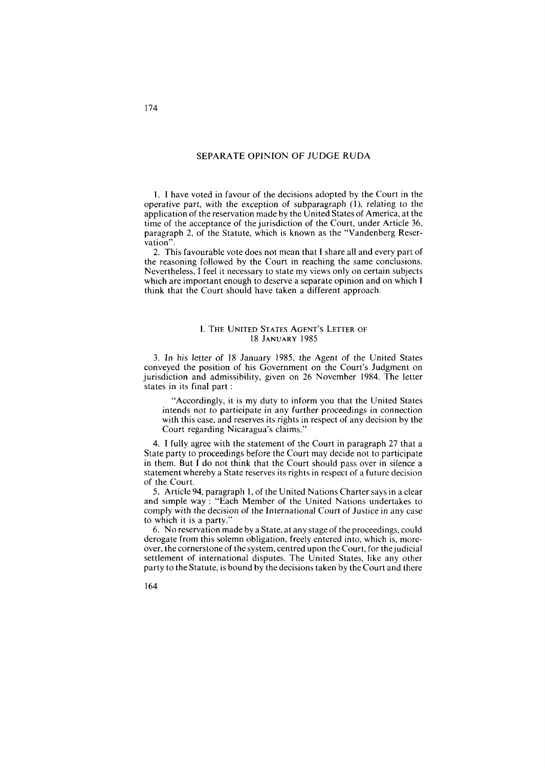# SEPARATE OPINION OF JUDGE RUDA

1. I have voted in favour of the decisions adopted by the Court in the operative part, with the exception of subparagraph (1), relating to the application of the reservation made by the United States of America, at the time of the acceptance of the jurisdiction of the Court, under Article 36, paragraph 2, of the Statute, which is known as the "Vandenberg Reservation".

2. This favourable vote does not mean that I share all and every part of the reasoning followed by the Court in reaching the same conclusions. Nevertheless, I feel it necessary to state my views only on certain subjects which are important enough to deserve a separate opinion and on which I think that the Court should have taken a different approach.

## I. The United States Agent's Letter of 18 January 1985

3. In his letter of 18 January 1985, the Agent of the United States conveyed the position of his Government on the Court's Judgment on jurisdiction and admissibility, given on 26 November 1984. The letter states in its final part :

> "Accordingly, it is my duty to inform you that the United States intends not to participate in any further proceedings in connection with this case, and reserves its rights in respect of any decision by the Court regarding Nicaragua's claims."

4. I fully agree with the statement of the Court in paragraph 27 that a State party to proceedings before the Court may decide not to participate in them. But I do not think that the Court should pass over in silence a statement whereby a State reserves its rights in respect of a future decision of the Court.

5. Article 94, paragraph 1, of the United Nations Charter says in a clear and simple way : "Each Member of the United Nations undertakes to comply with the decision of the International Court of Justice in any case to which it is a party."

6. No reservation made by a State, at any stage of the proceedings, could derogate from this solemn obligation, freely entered into, which is, moreover, the cornerstone of the system, centred upon the Court, for the judicial settlement of international disputes. The United States, like any other party to the Statute, is bound by the decisions taken by the Court and there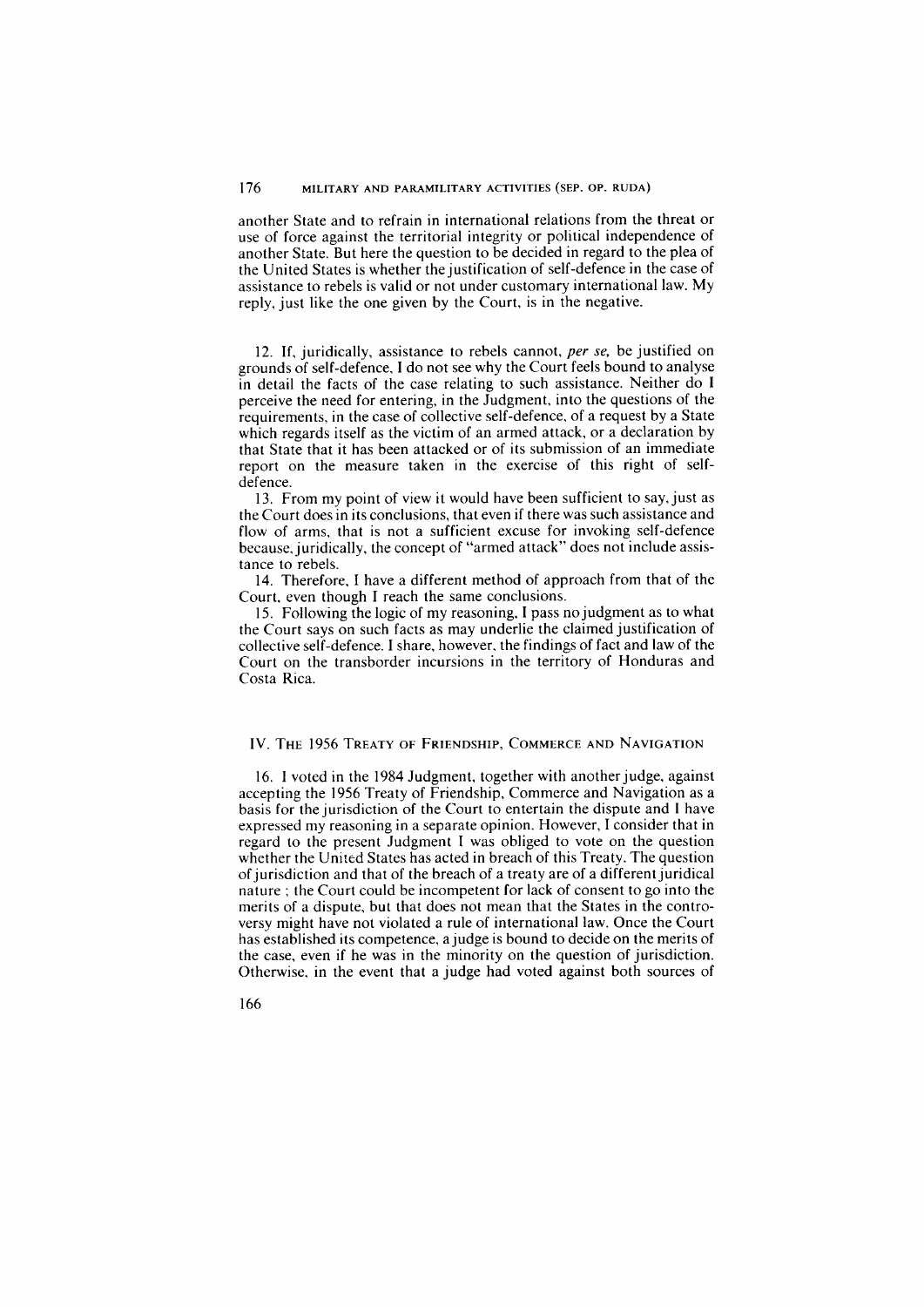another State and to refrain in international relations from the threat or use of force against the territorial integrity or political independence of another State. But here the question to be decided in regard to the plea of the United States is whether the justification of self-defence in the case of assistance to rebels is valid or not under customary international law. My reply, just like the one given by the Court, is in the negative.

12. If, juridically, assistance to rebels cannot, *per se*, be justified on grounds of self-defence, I do not see why the Court feels bound to analyse in detail the facts of the case relating to such assistance. Neither do I perceive the need for entering, in the Judgment, into the questions of the requirements, in the case of collective self-defence, of a request by a State which regards itself as the victim of an armed attack, or a declaration by that State that it has been attacked or of its submission of an immediate report on the measure taken in the exercise of this right of self-defence.

13. From my point of view it would have been sufficient to say, just as the Court does in its conclusions, that even if there was such assistance and flow of arms, that is not a sufficient excuse for invoking self-defence because, juridically, the concept of "armed attack" does not include assistance to rebels.

14. Therefore, I have a different method of approach from that of the Court, even though I reach the same conclusions.

15. Following the logic of my reasoning, I pass no judgment as to what the Court says on such facts as may underlie the claimed justification of collective self-defence. I share, however, the findings of fact and law of the Court on the transborder incursions in the territory of Honduras and Costa Rica.

## IV. The 1956 Treaty of Friendship, Commerce and Navigation

16. I voted in the 1984 Judgment, together with another judge, against accepting the 1956 Treaty of Friendship, Commerce and Navigation as a basis for the jurisdiction of the Court to entertain the dispute and I have expressed my reasoning in a separate opinion. However, I consider that in regard to the present Judgment I was obliged to vote on the question whether the United States has acted in breach of this Treaty. The question of jurisdiction and that of the breach of a treaty are of a different juridical nature ; the Court could be incompetent for lack of consent to go into the merits of a dispute, but that does not mean that the States in the controversy might have not violated a rule of international law. Once the Court has established its competence, a judge is bound to decide on the merits of the case, even if he was in the minority on the question of jurisdiction. Otherwise, in the event that a judge had voted against both sources of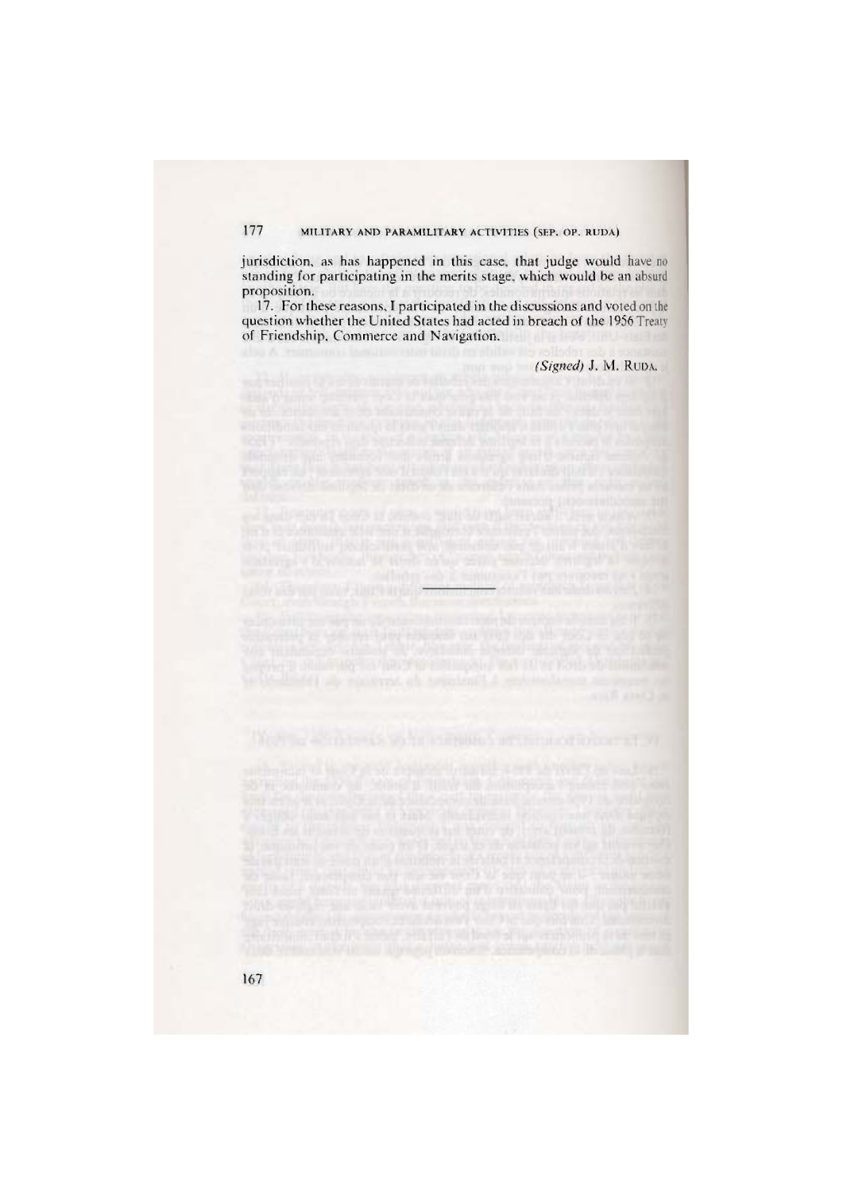jurisdiction, as has happened in this case, that judge would have no standing for participating in the merits stage, which would be an absurd proposition.

17. For these reasons, I participated in the discussions and voted on the question whether the United States had acted in breach of the 1956 Treaty of Friendship, Commerce and Navigation.

*(Signed)* J. M. RUDA.